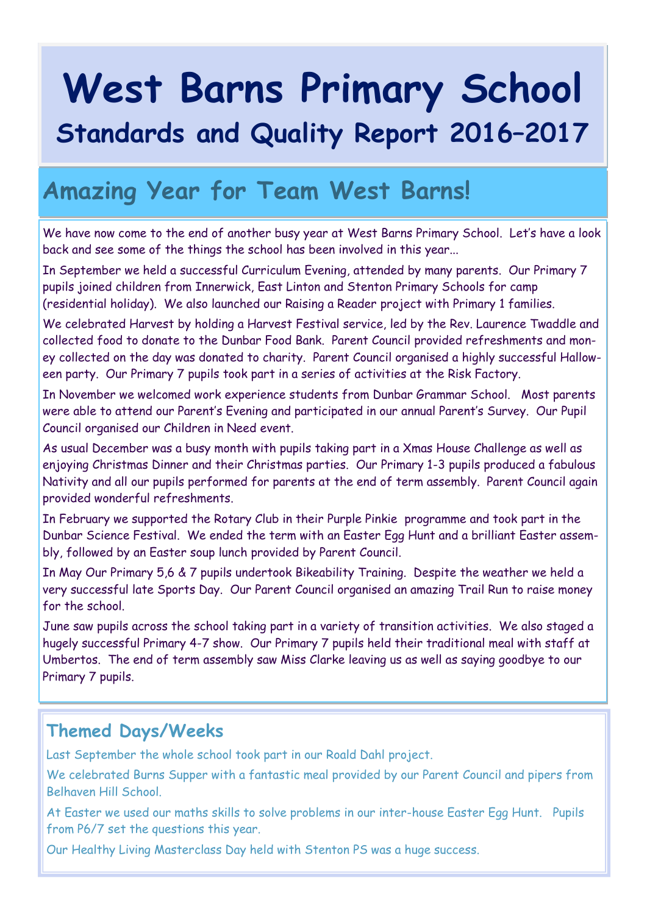# West Barns Primary School

## Standards and Quality Report 2016–2017

## Amazing Year for Team West Barns!

We have now come to the end of another busy year at West Barns Primary School. Let's have a look back and see some of the things the school has been involved in this year...

In September we held a successful Curriculum Evening, attended by many parents. Our Primary 7 pupils joined children from Innerwick, East Linton and Stenton Primary Schools for camp (residential holiday). We also launched our Raising a Reader project with Primary 1 families.

We celebrated Harvest by holding a Harvest Festival service, led by the Rev. Laurence Twaddle and collected food to donate to the Dunbar Food Bank. Parent Council provided refreshments and money collected on the day was donated to charity. Parent Council organised a highly successful Halloween party. Our Primary 7 pupils took part in a series of activities at the Risk Factory.

In November we welcomed work experience students from Dunbar Grammar School. Most parents were able to attend our Parent's Evening and participated in our annual Parent's Survey. Our Pupil Council organised our Children in Need event.

As usual December was a busy month with pupils taking part in a Xmas House Challenge as well as enjoying Christmas Dinner and their Christmas parties. Our Primary 1-3 pupils produced a fabulous Nativity and all our pupils performed for parents at the end of term assembly. Parent Council again provided wonderful refreshments.

In February we supported the Rotary Club in their Purple Pinkie programme and took part in the Dunbar Science Festival. We ended the term with an Easter Egg Hunt and a brilliant Easter assembly, followed by an Easter soup lunch provided by Parent Council.

In May Our Primary 5,6 & 7 pupils undertook Bikeability Training. Despite the weather we held a very successful late Sports Day. Our Parent Council organised an amazing Trail Run to raise money for the school.

June saw pupils across the school taking part in a variety of transition activities. We also staged a hugely successful Primary 4-7 show. Our Primary 7 pupils held their traditional meal with staff at Umbertos. The end of term assembly saw Miss Clarke leaving us as well as saying goodbye to our Primary 7 pupils.

### Themed Days/Weeks

Last September the whole school took part in our Roald Dahl project.

We celebrated Burns Supper with a fantastic meal provided by our Parent Council and pipers from Belhaven Hill School.

At Easter we used our maths skills to solve problems in our inter-house Easter Egg Hunt. Pupils from P6/7 set the questions this year.

Our Healthy Living Masterclass Day held with Stenton PS was a huge success.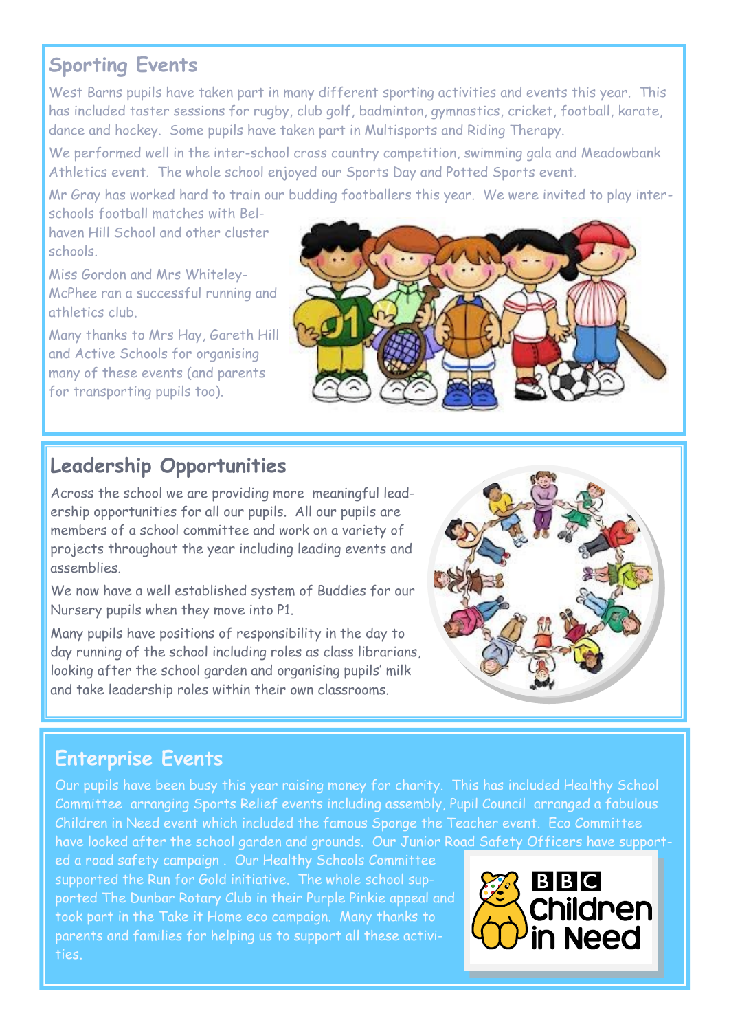## Sporting Events

West Barns pupils have taken part in many different sporting activities and events this year. This has included taster sessions for rugby, club golf, badminton, gymnastics, cricket, football, karate, dance and hockey. Some pupils have taken part in Multisports and Riding Therapy.

We performed well in the inter-school cross country competition, swimming gala and Meadowbank Athletics event. The whole school enjoyed our Sports Day and Potted Sports event.

Mr Gray has worked hard to train our budding footballers this year. We were invited to play inter-schools football matches with Belhaven Hill School and other cluster schools.

Miss Gordon and Mrs Whiteley-McPhee ran a successful running and athletics club.

Many thanks to Mrs Hay, Gareth Hill and Active Schools for organising many of these events (and parents for transporting pupils too).

## Leadership Opportunities

Across the school we are providing more meaningful leadership opportunities for all our pupils. All our pupils are members of a school committee and work on a variety of projects throughout the year including leading events and assemblies.

We now have a well established system of Buddies for our Nursery pupils when they move into P1.

Many pupils have positions of responsibility in the day to day running of the school including roles as class librarians, looking after the school garden and organising pupils' milk and take leadership roles within their own classrooms.

## Enterprise Events

Our pupils have been busy this year raising money for charity. This has included Healthy School Committee arranging Sports Relief events including assembly, Pupil Council arranged a fabulous Children in Need event which included the famous Sponge the Teacher event. Eco Committee have looked after the school garden and grounds. Our Junior Road Safety Officers have supported a road safety campaign . Our Healthy Schools Committee supported the Run for Gold initiative. The whole school supported The Dunbar Rotary Club in their Purple Pinkie appeal and took part in the Take it Home eco campaign. Many thanks to parents and families for helping us to support all these activities.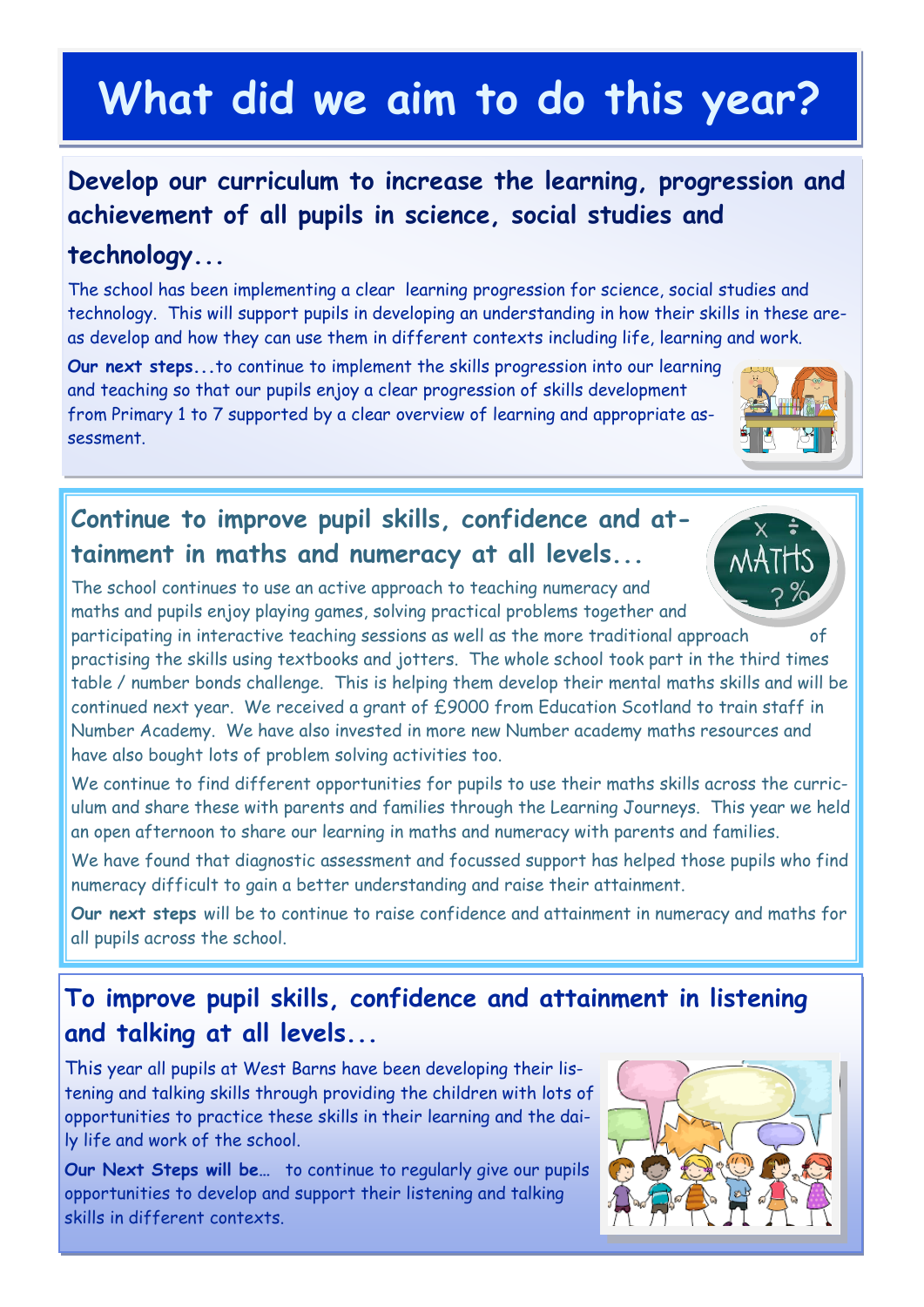# What did we aim to do this year?

## Develop our curriculum to increase the learning, progression and achievement of all pupils in science, social studies and technology...

The school has been implementing a clear learning progression for science, social studies and technology. This will support pupils in developing an understanding in how their skills in these areas develop and how they can use them in different contexts including life, learning and work.

**Our next steps...**to continue to implement the skills progression into our learning and teaching so that our pupils enjoy a clear progression of skills development from Primary 1 to 7 supported by a clear overview of learning and appropriate assessment.

## Continue to improve pupil skills, confidence and attainment in maths and numeracy at all levels...

The school continues to use an active approach to teaching numeracy and maths and pupils enjoy playing games, solving practical problems together and participating in interactive teaching sessions as well as the more traditional approach of practising the skills using textbooks and jotters. The whole school took part in the third times table / number bonds challenge. This is helping them develop their mental maths skills and will be continued next year. We received a grant of £9000 from Education Scotland to train staff in Number Academy. We have also invested in more new Number academy maths resources and have also bought lots of problem solving activities too.

We continue to find different opportunities for pupils to use their maths skills across the curriculum and share these with parents and families through the Learning Journeys. This year we held an open afternoon to share our learning in maths and numeracy with parents and families.

We have found that diagnostic assessment and focussed support has helped those pupils who find numeracy difficult to gain a better understanding and raise their attainment.

**Our next steps** will be to continue to raise confidence and attainment in numeracy and maths for all pupils across the school.

## To improve pupil skills, confidence and attainment in listening and talking at all levels...

This year all pupils at West Barns have been developing their listening and talking skills through providing the children with lots of opportunities to practice these skills in their learning and the daily life and work of the school.

**Our Next Steps will be**… to continue to regularly give our pupils opportunities to develop and support their listening and talking skills in different contexts.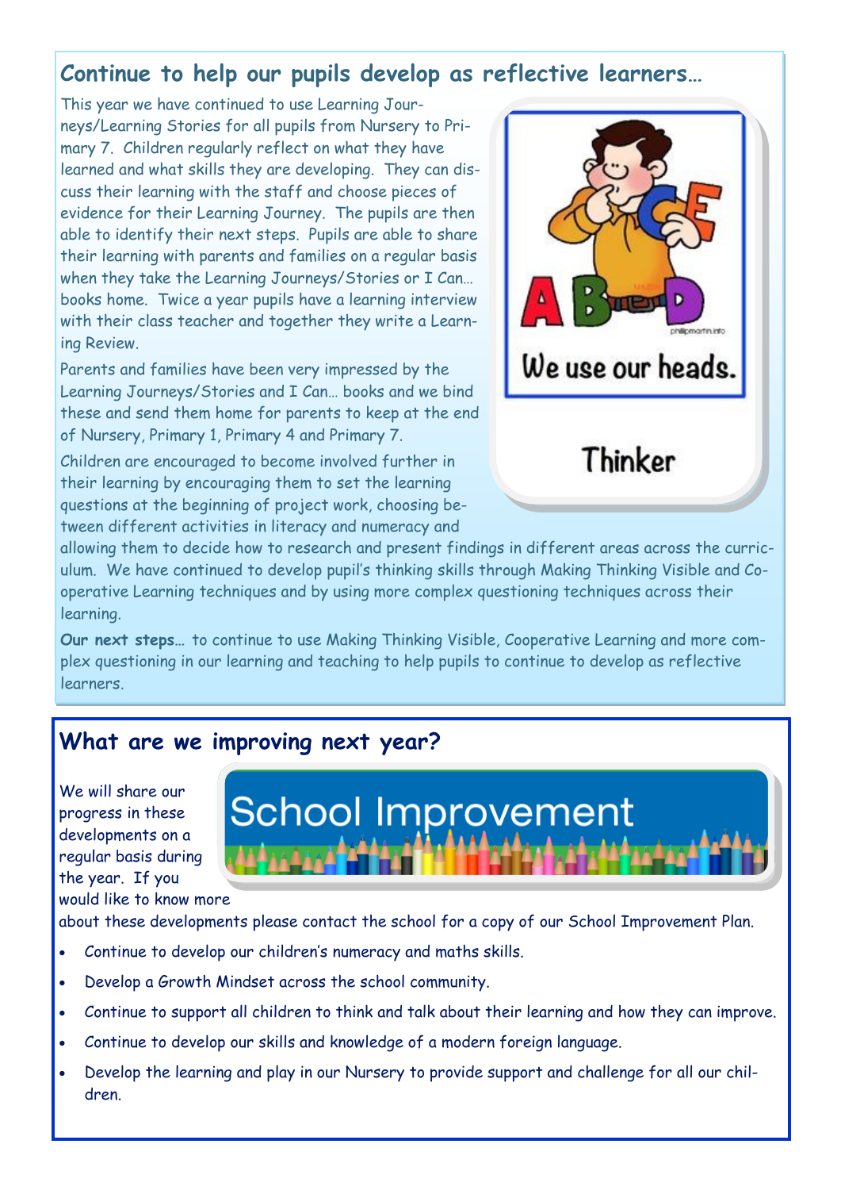## Continue to help our pupils develop as reflective learners…

This year we have continued to use Learning Journeys/Learning Stories for all pupils from Nursery to Primary 7. Children regularly reflect on what they have learned and what skills they are developing. They can discuss their learning with the staff and choose pieces of evidence for their Learning Journey. The pupils are then able to identify their next steps. Pupils are able to share their learning with parents and families on a regular basis when they take the Learning Journeys/Stories or I Can… books home. Twice a year pupils have a learning interview with their class teacher and together they write a Learning Review.

Parents and families have been very impressed by the Learning Journeys/Stories and I Can… books and we bind these and send them home for parents to keep at the end of Nursery, Primary 1, Primary 4 and Primary 7.

Children are encouraged to become involved further in their learning by encouraging them to set the learning questions at the beginning of project work, choosing between different activities in literacy and numeracy and allowing them to decide how to research and present findings in different areas across the curriculum. We have continued to develop pupil's thinking skills through Making Thinking Visible and Cooperative Learning techniques and by using more complex questioning techniques across their learning.

We use our heads.

Thinker

**Our next steps…** to continue to use Making Thinking Visible, Cooperative Learning and more complex questioning in our learning and teaching to help pupils to continue to develop as reflective learners.

## What are we improving next year?

School Improvement

We will share our progress in these developments on a regular basis during the year. If you would like to know more about these developments please contact the school for a copy of our School Improvement Plan.

- Continue to develop our children's numeracy and maths skills.
- Develop a Growth Mindset across the school community.
- Continue to support all children to think and talk about their learning and how they can improve.
- Continue to develop our skills and knowledge of a modern foreign language.
- Develop the learning and play in our Nursery to provide support and challenge for all our children.